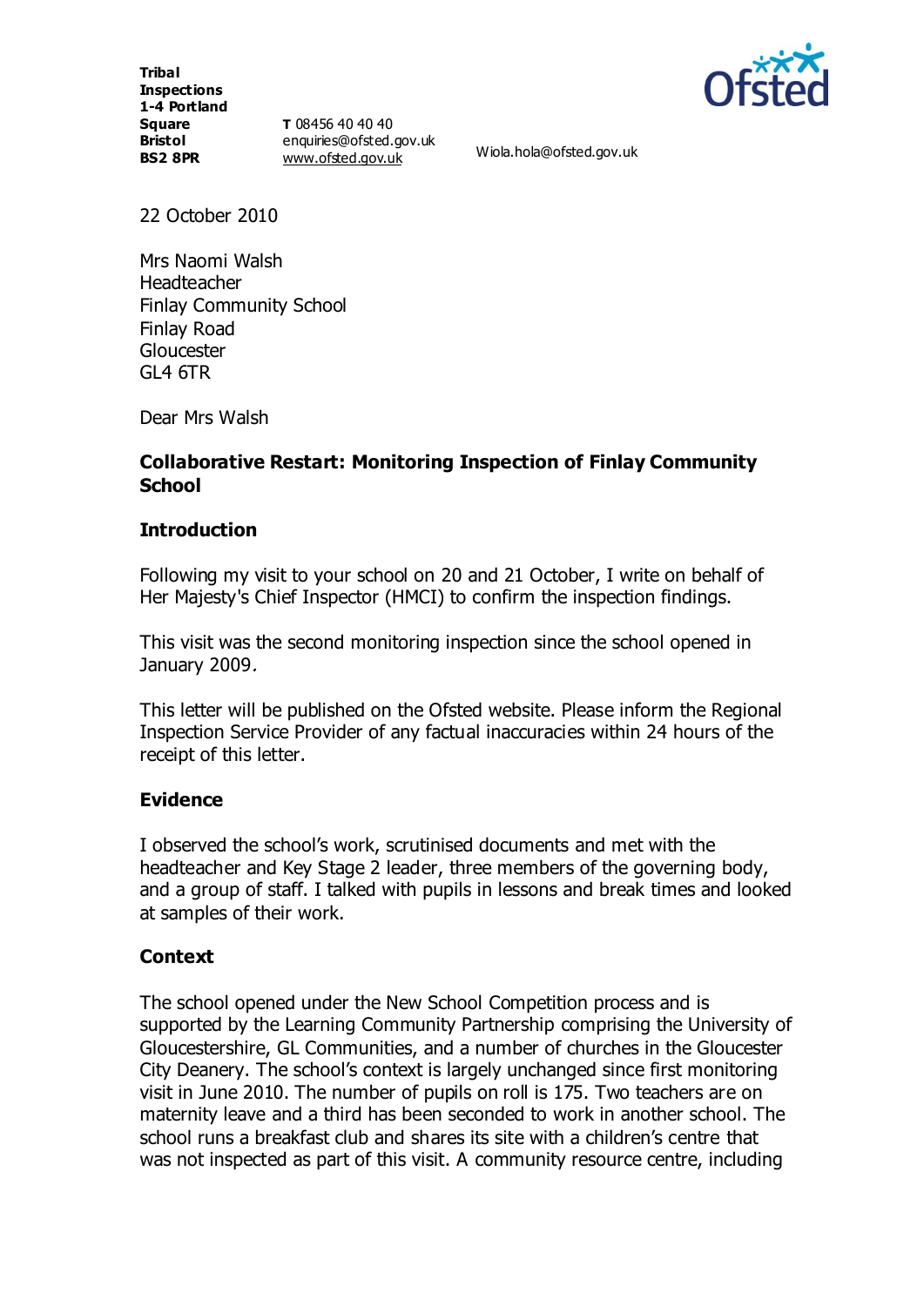**Tribal Inspections**
**1-4 Portland Square**
**Bristol**
**BS2 8PR**

**T** 08456 40 40 40
enquiries@ofsted.gov.uk
www.ofsted.gov.uk

Wiola.hola@ofsted.gov.uk

22 October 2010

Mrs Naomi Walsh
Headteacher
Finlay Community School
Finlay Road
Gloucester
GL4 6TR

Dear Mrs Walsh

**Collaborative Restart: Monitoring Inspection of Finlay Community School**

## Introduction

Following my visit to your school on 20 and 21 October, I write on behalf of Her Majesty's Chief Inspector (HMCI) to confirm the inspection findings.

This visit was the second monitoring inspection since the school opened in January 2009.

This letter will be published on the Ofsted website. Please inform the Regional Inspection Service Provider of any factual inaccuracies within 24 hours of the receipt of this letter.

## Evidence

I observed the school's work, scrutinised documents and met with the headteacher and Key Stage 2 leader, three members of the governing body, and a group of staff. I talked with pupils in lessons and break times and looked at samples of their work.

## Context

The school opened under the New School Competition process and is supported by the Learning Community Partnership comprising the University of Gloucestershire, GL Communities, and a number of churches in the Gloucester City Deanery. The school's context is largely unchanged since first monitoring visit in June 2010. The number of pupils on roll is 175. Two teachers are on maternity leave and a third has been seconded to work in another school. The school runs a breakfast club and shares its site with a children's centre that was not inspected as part of this visit. A community resource centre, including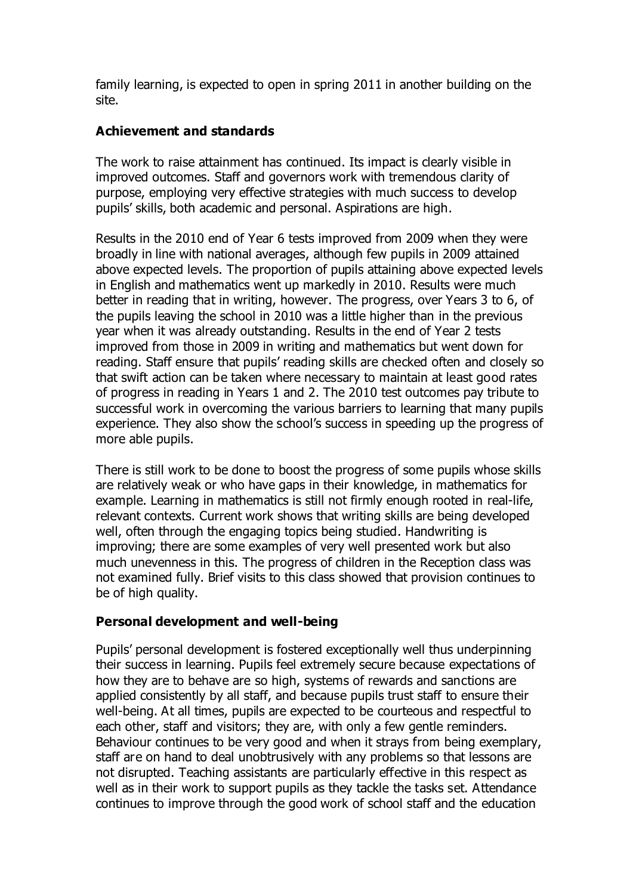family learning, is expected to open in spring 2011 in another building on the site.

**Achievement and standards**

The work to raise attainment has continued. Its impact is clearly visible in improved outcomes. Staff and governors work with tremendous clarity of purpose, employing very effective strategies with much success to develop pupils' skills, both academic and personal. Aspirations are high.

Results in the 2010 end of Year 6 tests improved from 2009 when they were broadly in line with national averages, although few pupils in 2009 attained above expected levels. The proportion of pupils attaining above expected levels in English and mathematics went up markedly in 2010. Results were much better in reading that in writing, however. The progress, over Years 3 to 6, of the pupils leaving the school in 2010 was a little higher than in the previous year when it was already outstanding. Results in the end of Year 2 tests improved from those in 2009 in writing and mathematics but went down for reading. Staff ensure that pupils' reading skills are checked often and closely so that swift action can be taken where necessary to maintain at least good rates of progress in reading in Years 1 and 2. The 2010 test outcomes pay tribute to successful work in overcoming the various barriers to learning that many pupils experience. They also show the school's success in speeding up the progress of more able pupils.

There is still work to be done to boost the progress of some pupils whose skills are relatively weak or who have gaps in their knowledge, in mathematics for example. Learning in mathematics is still not firmly enough rooted in real-life, relevant contexts. Current work shows that writing skills are being developed well, often through the engaging topics being studied. Handwriting is improving; there are some examples of very well presented work but also much unevenness in this. The progress of children in the Reception class was not examined fully. Brief visits to this class showed that provision continues to be of high quality.

**Personal development and well-being**

Pupils' personal development is fostered exceptionally well thus underpinning their success in learning. Pupils feel extremely secure because expectations of how they are to behave are so high, systems of rewards and sanctions are applied consistently by all staff, and because pupils trust staff to ensure their well-being. At all times, pupils are expected to be courteous and respectful to each other, staff and visitors; they are, with only a few gentle reminders. Behaviour continues to be very good and when it strays from being exemplary, staff are on hand to deal unobtrusively with any problems so that lessons are not disrupted. Teaching assistants are particularly effective in this respect as well as in their work to support pupils as they tackle the tasks set. Attendance continues to improve through the good work of school staff and the education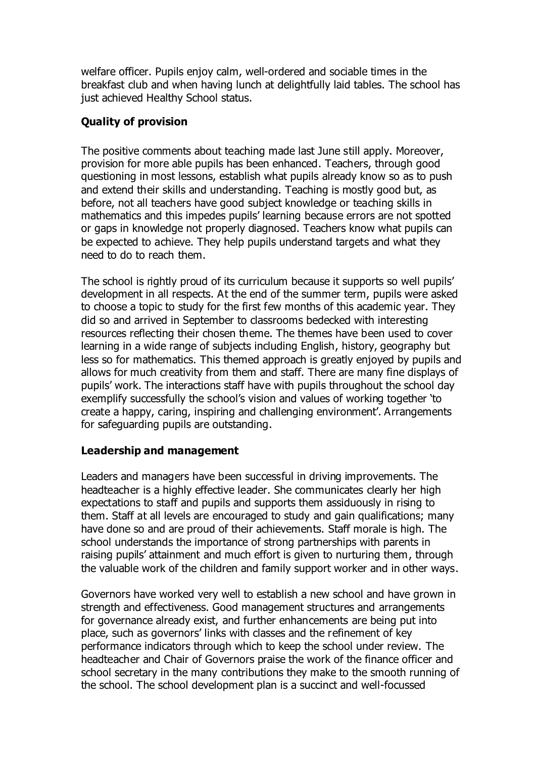welfare officer. Pupils enjoy calm, well-ordered and sociable times in the breakfast club and when having lunch at delightfully laid tables. The school has just achieved Healthy School status.

### Quality of provision

The positive comments about teaching made last June still apply. Moreover, provision for more able pupils has been enhanced. Teachers, through good questioning in most lessons, establish what pupils already know so as to push and extend their skills and understanding. Teaching is mostly good but, as before, not all teachers have good subject knowledge or teaching skills in mathematics and this impedes pupils' learning because errors are not spotted or gaps in knowledge not properly diagnosed. Teachers know what pupils can be expected to achieve. They help pupils understand targets and what they need to do to reach them.

The school is rightly proud of its curriculum because it supports so well pupils' development in all respects. At the end of the summer term, pupils were asked to choose a topic to study for the first few months of this academic year. They did so and arrived in September to classrooms bedecked with interesting resources reflecting their chosen theme. The themes have been used to cover learning in a wide range of subjects including English, history, geography but less so for mathematics. This themed approach is greatly enjoyed by pupils and allows for much creativity from them and staff. There are many fine displays of pupils' work. The interactions staff have with pupils throughout the school day exemplify successfully the school's vision and values of working together 'to create a happy, caring, inspiring and challenging environment'. Arrangements for safeguarding pupils are outstanding.

### Leadership and management

Leaders and managers have been successful in driving improvements. The headteacher is a highly effective leader. She communicates clearly her high expectations to staff and pupils and supports them assiduously in rising to them. Staff at all levels are encouraged to study and gain qualifications; many have done so and are proud of their achievements. Staff morale is high. The school understands the importance of strong partnerships with parents in raising pupils' attainment and much effort is given to nurturing them, through the valuable work of the children and family support worker and in other ways.

Governors have worked very well to establish a new school and have grown in strength and effectiveness. Good management structures and arrangements for governance already exist, and further enhancements are being put into place, such as governors' links with classes and the refinement of key performance indicators through which to keep the school under review. The headteacher and Chair of Governors praise the work of the finance officer and school secretary in the many contributions they make to the smooth running of the school. The school development plan is a succinct and well-focussed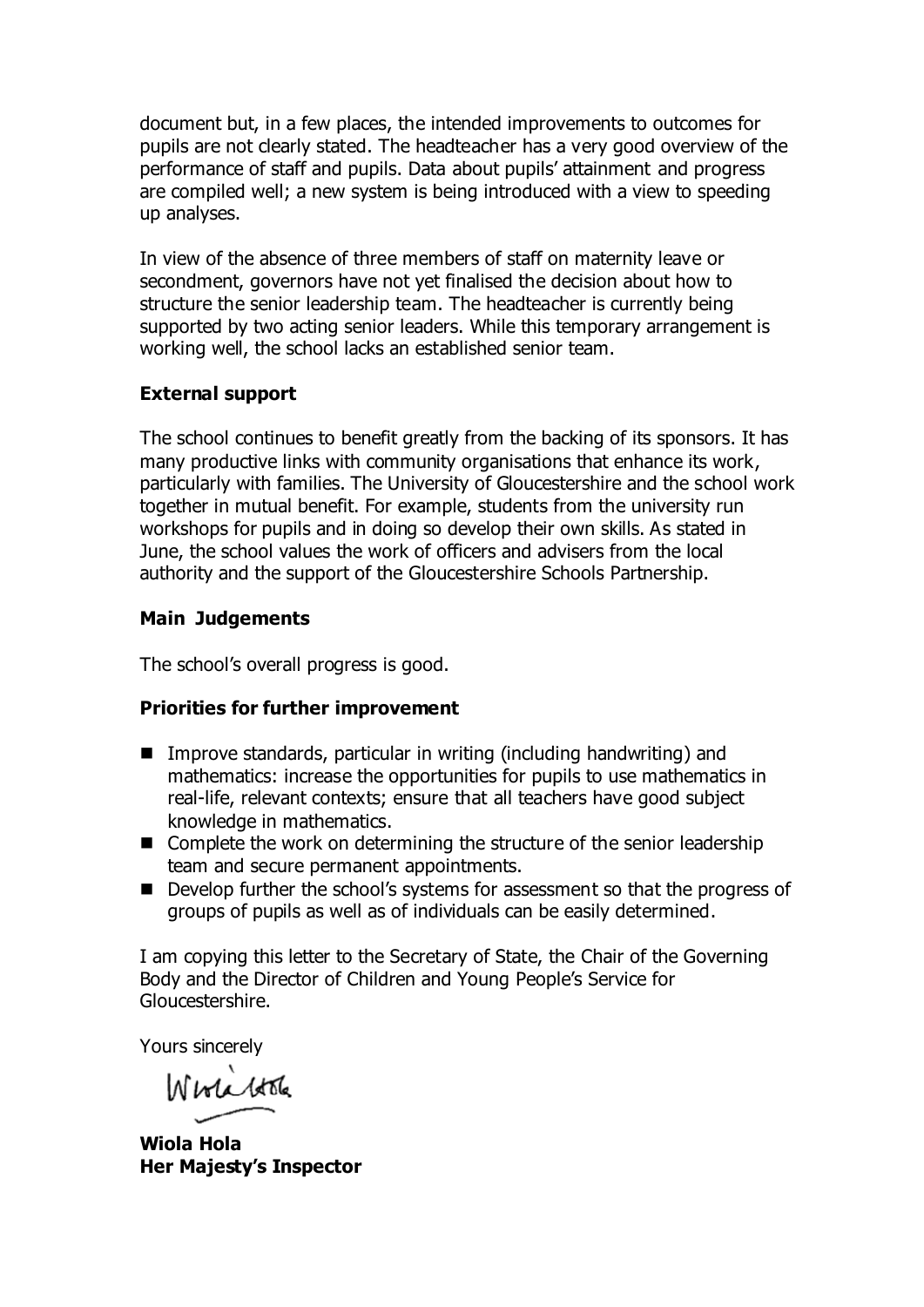document but, in a few places, the intended improvements to outcomes for pupils are not clearly stated. The headteacher has a very good overview of the performance of staff and pupils. Data about pupils' attainment and progress are compiled well; a new system is being introduced with a view to speeding up analyses.

In view of the absence of three members of staff on maternity leave or secondment, governors have not yet finalised the decision about how to structure the senior leadership team. The headteacher is currently being supported by two acting senior leaders. While this temporary arrangement is working well, the school lacks an established senior team.

**External support**

The school continues to benefit greatly from the backing of its sponsors. It has many productive links with community organisations that enhance its work, particularly with families. The University of Gloucestershire and the school work together in mutual benefit. For example, students from the university run workshops for pupils and in doing so develop their own skills. As stated in June, the school values the work of officers and advisers from the local authority and the support of the Gloucestershire Schools Partnership.

**Main Judgements**

The school's overall progress is good.

**Priorities for further improvement**

- Improve standards, particular in writing (including handwriting) and mathematics: increase the opportunities for pupils to use mathematics in real-life, relevant contexts; ensure that all teachers have good subject knowledge in mathematics.
- Complete the work on determining the structure of the senior leadership team and secure permanent appointments.
- Develop further the school's systems for assessment so that the progress of groups of pupils as well as of individuals can be easily determined.

I am copying this letter to the Secretary of State, the Chair of the Governing Body and the Director of Children and Young People's Service for Gloucestershire.

Yours sincerely

**Wiola Hola**
**Her Majesty's Inspector**